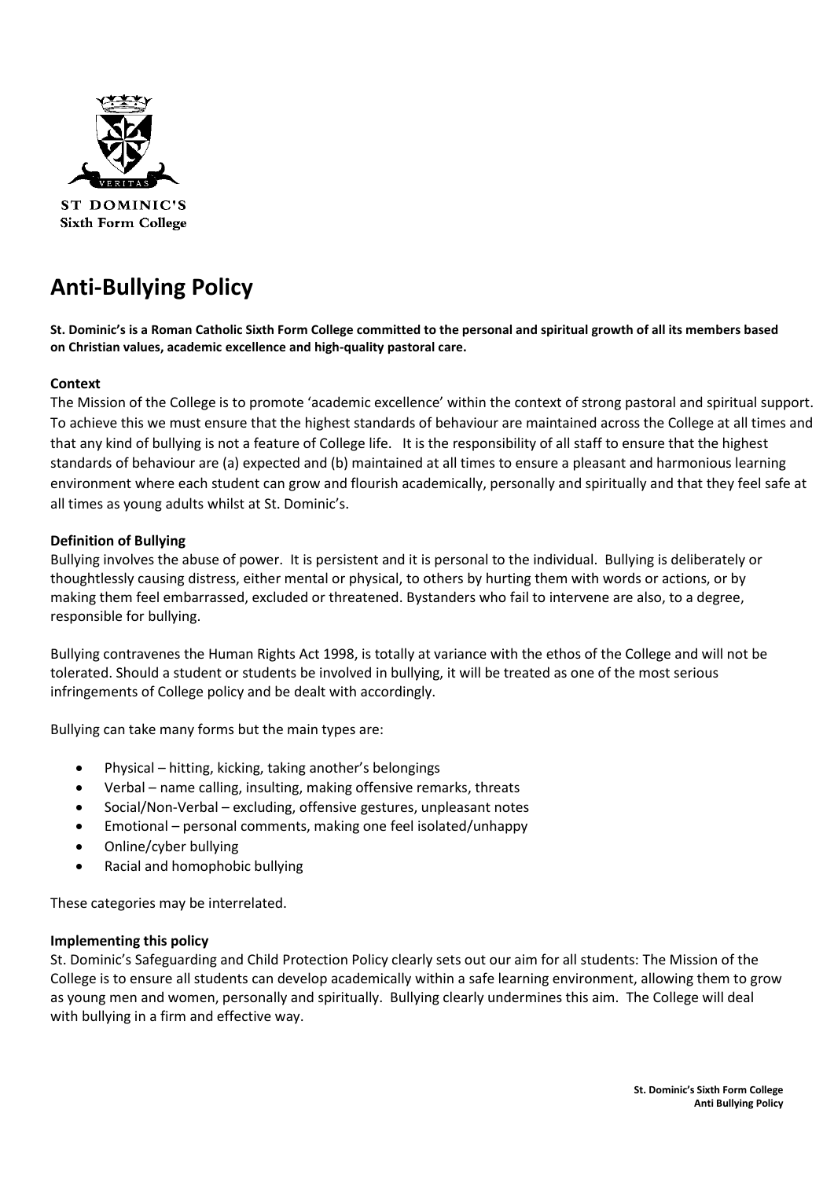ST DOMINIC'S
Sixth Form College

# Anti-Bullying Policy

**St. Dominic's is a Roman Catholic Sixth Form College committed to the personal and spiritual growth of all its members based on Christian values, academic excellence and high-quality pastoral care.**

### Context

The Mission of the College is to promote 'academic excellence' within the context of strong pastoral and spiritual support. To achieve this we must ensure that the highest standards of behaviour are maintained across the College at all times and that any kind of bullying is not a feature of College life. It is the responsibility of all staff to ensure that the highest standards of behaviour are (a) expected and (b) maintained at all times to ensure a pleasant and harmonious learning environment where each student can grow and flourish academically, personally and spiritually and that they feel safe at all times as young adults whilst at St. Dominic's.

### Definition of Bullying

Bullying involves the abuse of power. It is persistent and it is personal to the individual. Bullying is deliberately or thoughtlessly causing distress, either mental or physical, to others by hurting them with words or actions, or by making them feel embarrassed, excluded or threatened. Bystanders who fail to intervene are also, to a degree, responsible for bullying.

Bullying contravenes the Human Rights Act 1998, is totally at variance with the ethos of the College and will not be tolerated. Should a student or students be involved in bullying, it will be treated as one of the most serious infringements of College policy and be dealt with accordingly.

Bullying can take many forms but the main types are:

- Physical – hitting, kicking, taking another's belongings
- Verbal – name calling, insulting, making offensive remarks, threats
- Social/Non-Verbal – excluding, offensive gestures, unpleasant notes
- Emotional – personal comments, making one feel isolated/unhappy
- Online/cyber bullying
- Racial and homophobic bullying

These categories may be interrelated.

### Implementing this policy

St. Dominic's Safeguarding and Child Protection Policy clearly sets out our aim for all students: The Mission of the College is to ensure all students can develop academically within a safe learning environment, allowing them to grow as young men and women, personally and spiritually. Bullying clearly undermines this aim. The College will deal with bullying in a firm and effective way.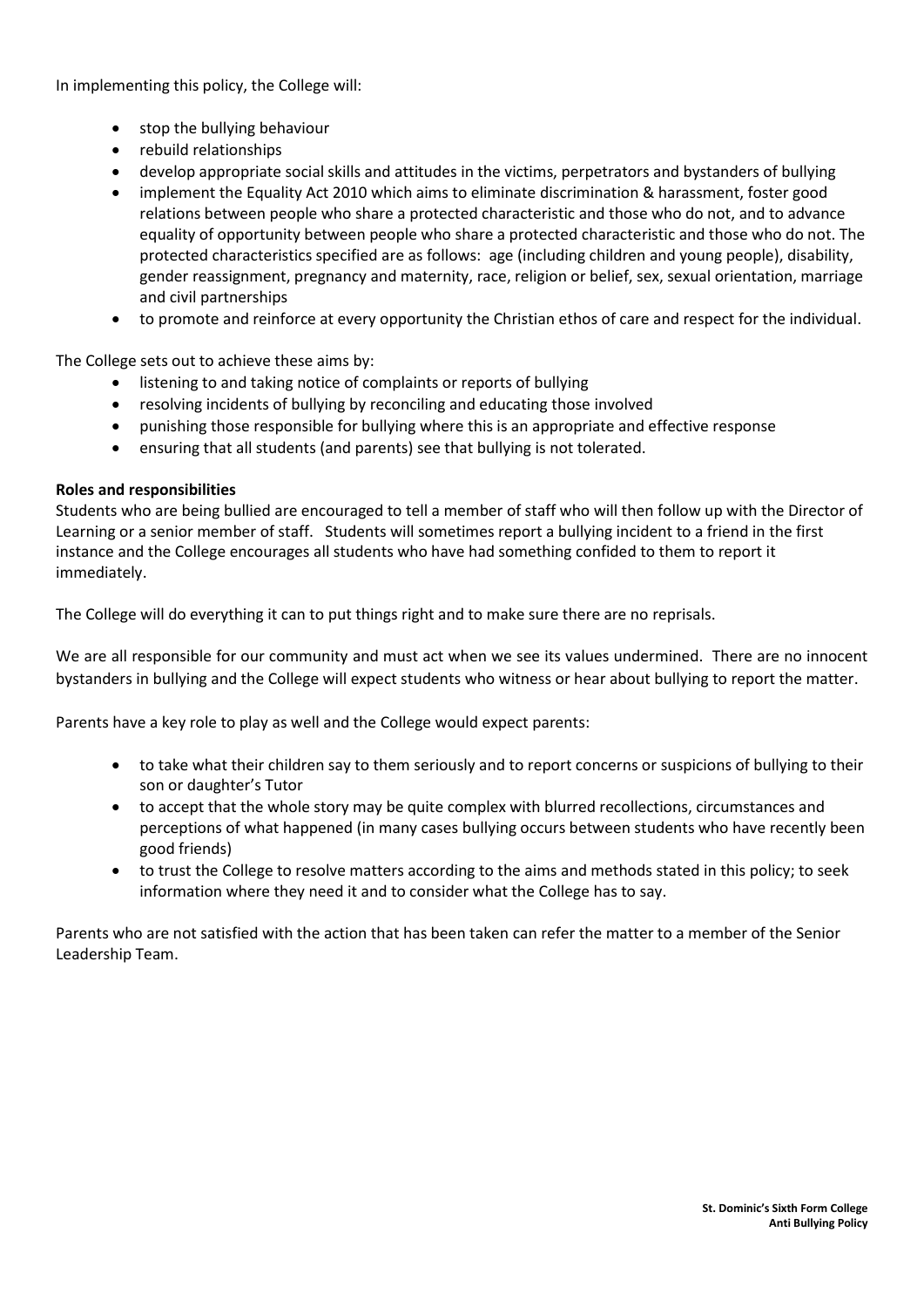In implementing this policy, the College will:

- stop the bullying behaviour
- rebuild relationships
- develop appropriate social skills and attitudes in the victims, perpetrators and bystanders of bullying
- implement the Equality Act 2010 which aims to eliminate discrimination & harassment, foster good relations between people who share a protected characteristic and those who do not, and to advance equality of opportunity between people who share a protected characteristic and those who do not. The protected characteristics specified are as follows: age (including children and young people), disability, gender reassignment, pregnancy and maternity, race, religion or belief, sex, sexual orientation, marriage and civil partnerships
- to promote and reinforce at every opportunity the Christian ethos of care and respect for the individual.

The College sets out to achieve these aims by:

- listening to and taking notice of complaints or reports of bullying
- resolving incidents of bullying by reconciling and educating those involved
- punishing those responsible for bullying where this is an appropriate and effective response
- ensuring that all students (and parents) see that bullying is not tolerated.

**Roles and responsibilities**

Students who are being bullied are encouraged to tell a member of staff who will then follow up with the Director of Learning or a senior member of staff. Students will sometimes report a bullying incident to a friend in the first instance and the College encourages all students who have had something confided to them to report it immediately.

The College will do everything it can to put things right and to make sure there are no reprisals.

We are all responsible for our community and must act when we see its values undermined. There are no innocent bystanders in bullying and the College will expect students who witness or hear about bullying to report the matter.

Parents have a key role to play as well and the College would expect parents:

- to take what their children say to them seriously and to report concerns or suspicions of bullying to their son or daughter's Tutor
- to accept that the whole story may be quite complex with blurred recollections, circumstances and perceptions of what happened (in many cases bullying occurs between students who have recently been good friends)
- to trust the College to resolve matters according to the aims and methods stated in this policy; to seek information where they need it and to consider what the College has to say.

Parents who are not satisfied with the action that has been taken can refer the matter to a member of the Senior Leadership Team.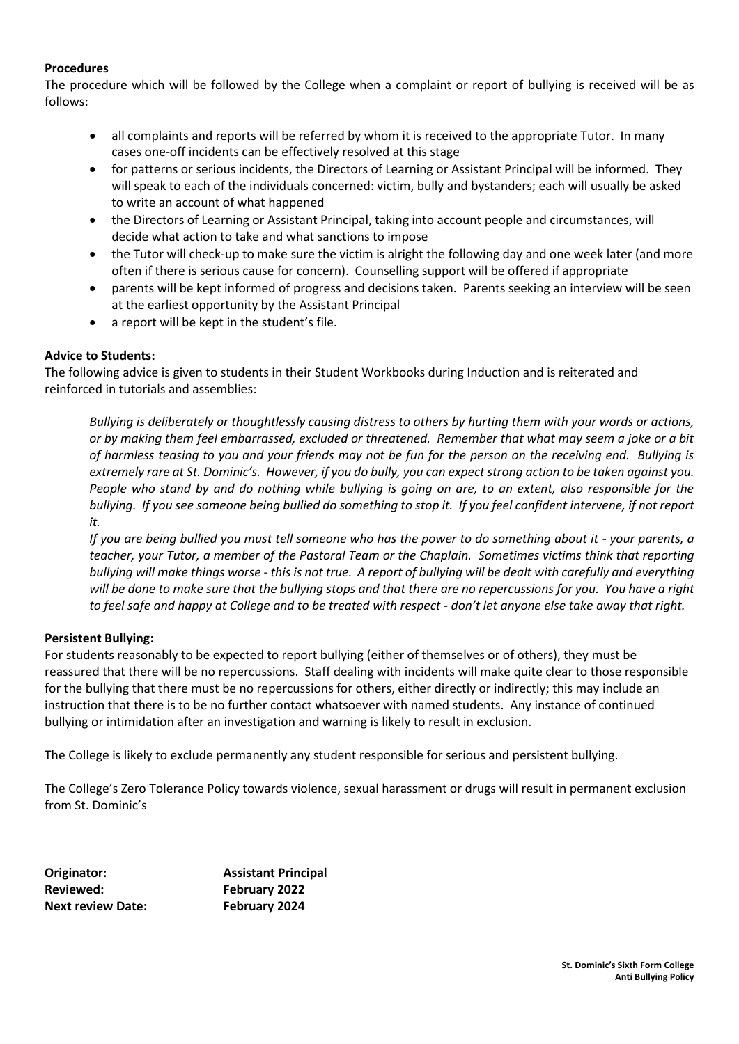**Procedures**

The procedure which will be followed by the College when a complaint or report of bullying is received will be as follows:

- all complaints and reports will be referred by whom it is received to the appropriate Tutor. In many cases one-off incidents can be effectively resolved at this stage
- for patterns or serious incidents, the Directors of Learning or Assistant Principal will be informed. They will speak to each of the individuals concerned: victim, bully and bystanders; each will usually be asked to write an account of what happened
- the Directors of Learning or Assistant Principal, taking into account people and circumstances, will decide what action to take and what sanctions to impose
- the Tutor will check-up to make sure the victim is alright the following day and one week later (and more often if there is serious cause for concern). Counselling support will be offered if appropriate
- parents will be kept informed of progress and decisions taken. Parents seeking an interview will be seen at the earliest opportunity by the Assistant Principal
- a report will be kept in the student's file.

**Advice to Students:**

The following advice is given to students in their Student Workbooks during Induction and is reiterated and reinforced in tutorials and assemblies:

> *Bullying is deliberately or thoughtlessly causing distress to others by hurting them with your words or actions, or by making them feel embarrassed, excluded or threatened. Remember that what may seem a joke or a bit of harmless teasing to you and your friends may not be fun for the person on the receiving end. Bullying is extremely rare at St. Dominic's. However, if you do bully, you can expect strong action to be taken against you. People who stand by and do nothing while bullying is going on are, to an extent, also responsible for the bullying. If you see someone being bullied do something to stop it. If you feel confident intervene, if not report it.*
>
> *If you are being bullied you must tell someone who has the power to do something about it - your parents, a teacher, your Tutor, a member of the Pastoral Team or the Chaplain. Sometimes victims think that reporting bullying will make things worse - this is not true. A report of bullying will be dealt with carefully and everything will be done to make sure that the bullying stops and that there are no repercussions for you. You have a right to feel safe and happy at College and to be treated with respect - don't let anyone else take away that right.*

**Persistent Bullying:**

For students reasonably to be expected to report bullying (either of themselves or of others), they must be reassured that there will be no repercussions. Staff dealing with incidents will make quite clear to those responsible for the bullying that there must be no repercussions for others, either directly or indirectly; this may include an instruction that there is to be no further contact whatsoever with named students. Any instance of continued bullying or intimidation after an investigation and warning is likely to result in exclusion.

The College is likely to exclude permanently any student responsible for serious and persistent bullying.

The College's Zero Tolerance Policy towards violence, sexual harassment or drugs will result in permanent exclusion from St. Dominic's

| | |
|---|---|
| **Originator:** | **Assistant Principal** |
| **Reviewed:** | **February 2022** |
| **Next review Date:** | **February 2024** |